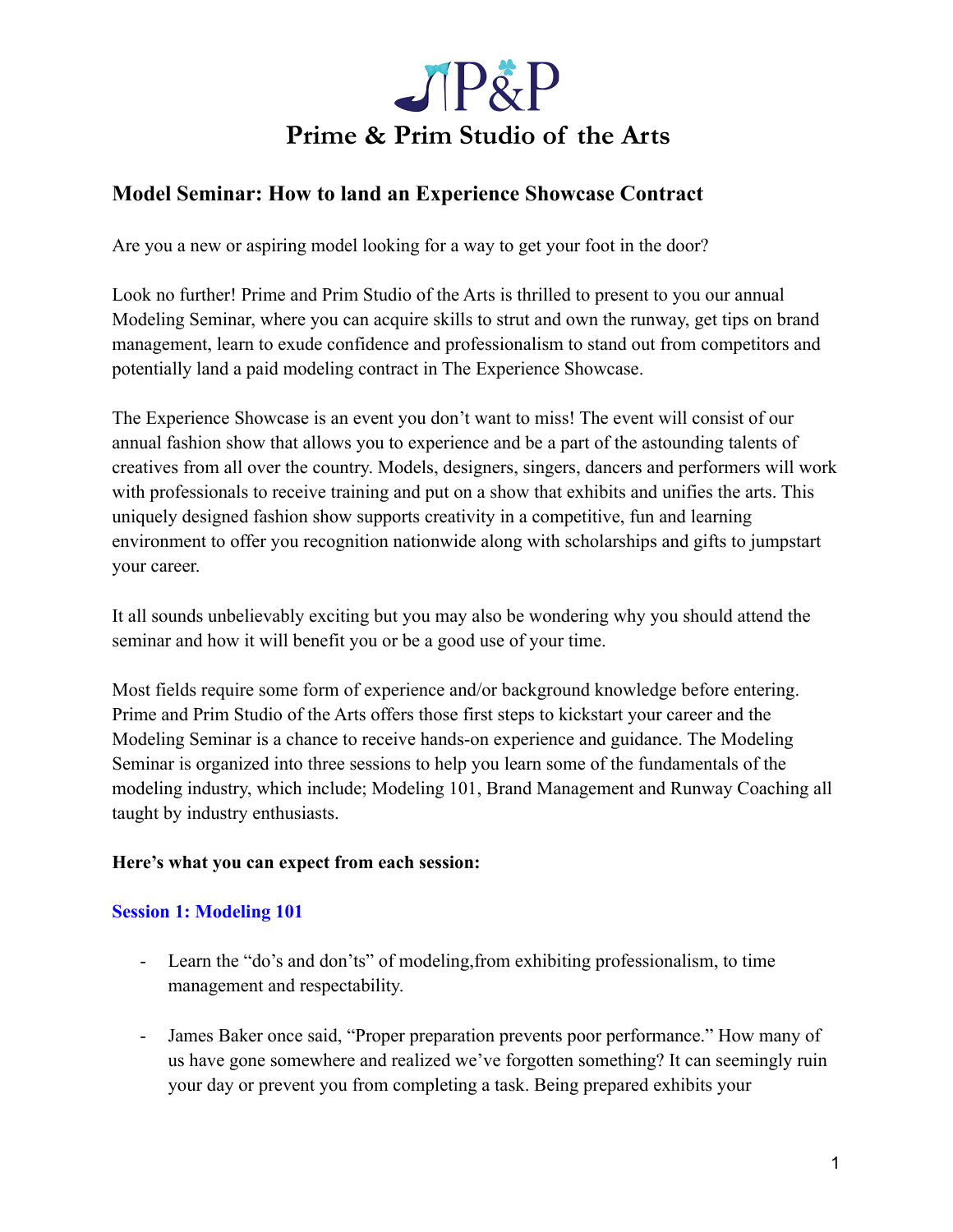# Prime & Prim Studio of the Arts

## Model Seminar: How to land an Experience Showcase Contract

Are you a new or aspiring model looking for a way to get your foot in the door?

Look no further! Prime and Prim Studio of the Arts is thrilled to present to you our annual Modeling Seminar, where you can acquire skills to strut and own the runway, get tips on brand management, learn to exude confidence and professionalism to stand out from competitors and potentially land a paid modeling contract in The Experience Showcase.

The Experience Showcase is an event you don't want to miss! The event will consist of our annual fashion show that allows you to experience and be a part of the astounding talents of creatives from all over the country. Models, designers, singers, dancers and performers will work with professionals to receive training and put on a show that exhibits and unifies the arts. This uniquely designed fashion show supports creativity in a competitive, fun and learning environment to offer you recognition nationwide along with scholarships and gifts to jumpstart your career.

It all sounds unbelievably exciting but you may also be wondering why you should attend the seminar and how it will benefit you or be a good use of your time.

Most fields require some form of experience and/or background knowledge before entering. Prime and Prim Studio of the Arts offers those first steps to kickstart your career and the Modeling Seminar is a chance to receive hands-on experience and guidance. The Modeling Seminar is organized into three sessions to help you learn some of the fundamentals of the modeling industry, which include; Modeling 101, Brand Management and Runway Coaching all taught by industry enthusiasts.

**Here's what you can expect from each session:**

### Session 1: Modeling 101

- Learn the "do's and don'ts" of modeling,from exhibiting professionalism, to time management and respectability.
- James Baker once said, "Proper preparation prevents poor performance." How many of us have gone somewhere and realized we've forgotten something? It can seemingly ruin your day or prevent you from completing a task. Being prepared exhibits your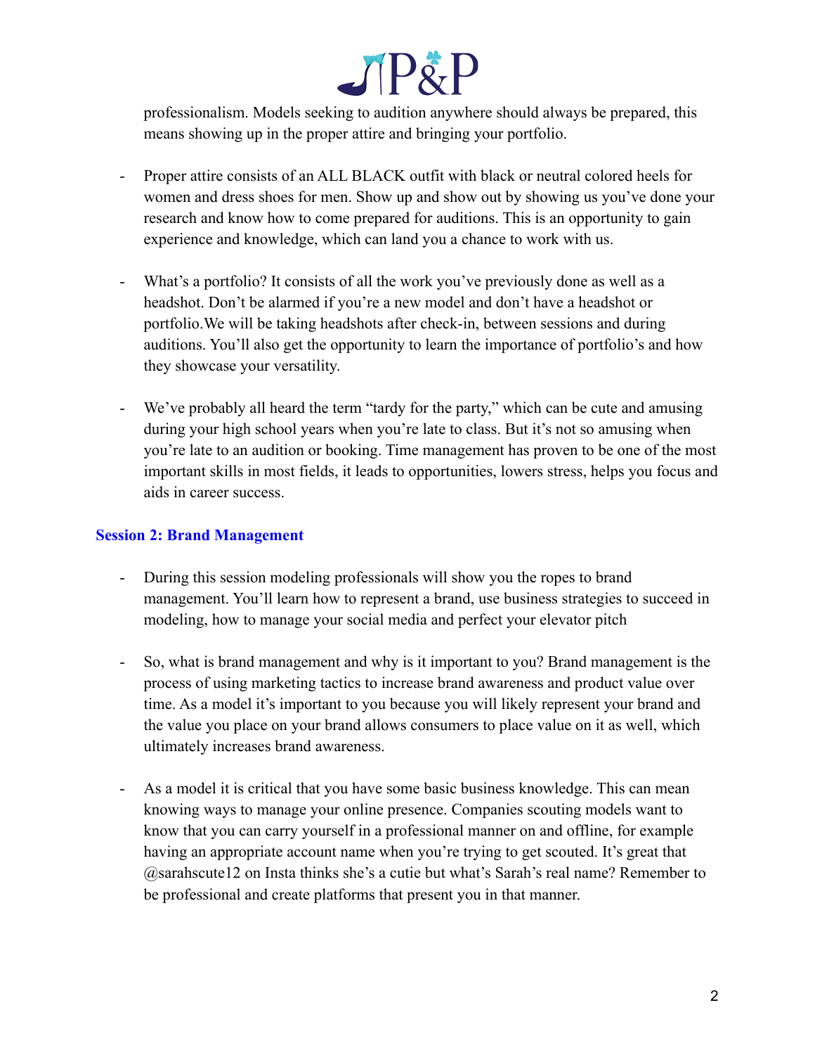professionalism. Models seeking to audition anywhere should always be prepared, this means showing up in the proper attire and bringing your portfolio.

- Proper attire consists of an ALL BLACK outfit with black or neutral colored heels for women and dress shoes for men. Show up and show out by showing us you've done your research and know how to come prepared for auditions. This is an opportunity to gain experience and knowledge, which can land you a chance to work with us.

- What's a portfolio? It consists of all the work you've previously done as well as a headshot. Don't be alarmed if you're a new model and don't have a headshot or portfolio.We will be taking headshots after check-in, between sessions and during auditions. You'll also get the opportunity to learn the importance of portfolio's and how they showcase your versatility.

- We've probably all heard the term "tardy for the party," which can be cute and amusing during your high school years when you're late to class. But it's not so amusing when you're late to an audition or booking. Time management has proven to be one of the most important skills in most fields, it leads to opportunities, lowers stress, helps you focus and aids in career success.

### Session 2: Brand Management

- During this session modeling professionals will show you the ropes to brand management. You'll learn how to represent a brand, use business strategies to succeed in modeling, how to manage your social media and perfect your elevator pitch

- So, what is brand management and why is it important to you? Brand management is the process of using marketing tactics to increase brand awareness and product value over time. As a model it's important to you because you will likely represent your brand and the value you place on your brand allows consumers to place value on it as well, which ultimately increases brand awareness.

- As a model it is critical that you have some basic business knowledge. This can mean knowing ways to manage your online presence. Companies scouting models want to know that you can carry yourself in a professional manner on and offline, for example having an appropriate account name when you're trying to get scouted. It's great that @sarahscute12 on Insta thinks she's a cutie but what's Sarah's real name? Remember to be professional and create platforms that present you in that manner.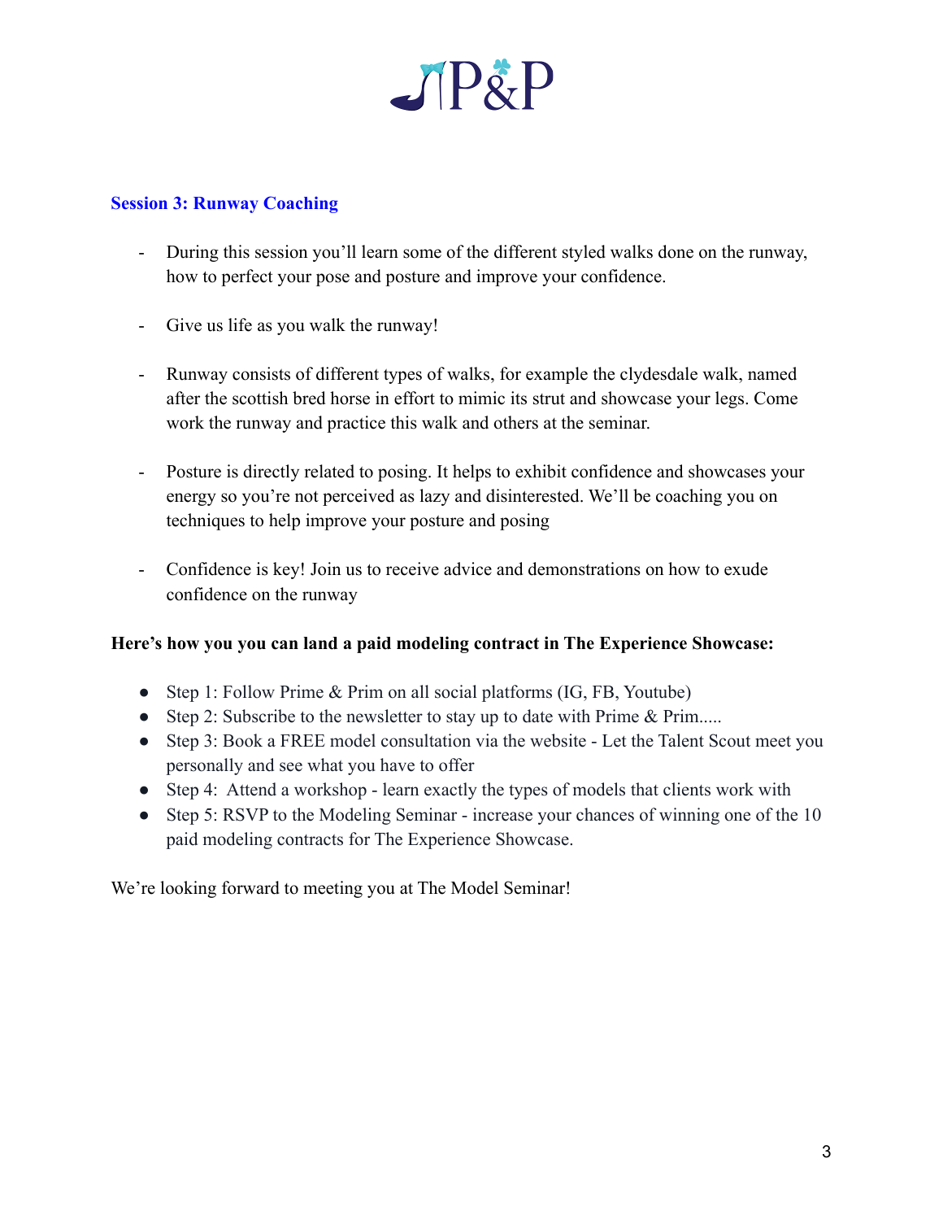P&P

## Session 3: Runway Coaching

- During this session you'll learn some of the different styled walks done on the runway, how to perfect your pose and posture and improve your confidence.

- Give us life as you walk the runway!

- Runway consists of different types of walks, for example the clydesdale walk, named after the scottish bred horse in effort to mimic its strut and showcase your legs. Come work the runway and practice this walk and others at the seminar.

- Posture is directly related to posing. It helps to exhibit confidence and showcases your energy so you're not perceived as lazy and disinterested. We'll be coaching you on techniques to help improve your posture and posing

- Confidence is key! Join us to receive advice and demonstrations on how to exude confidence on the runway

**Here's how you you can land a paid modeling contract in The Experience Showcase:**

- Step 1: Follow Prime & Prim on all social platforms (IG, FB, Youtube)
- Step 2: Subscribe to the newsletter to stay up to date with Prime & Prim.....
- Step 3: Book a FREE model consultation via the website - Let the Talent Scout meet you personally and see what you have to offer
- Step 4: Attend a workshop - learn exactly the types of models that clients work with
- Step 5: RSVP to the Modeling Seminar - increase your chances of winning one of the 10 paid modeling contracts for The Experience Showcase.

We're looking forward to meeting you at The Model Seminar!